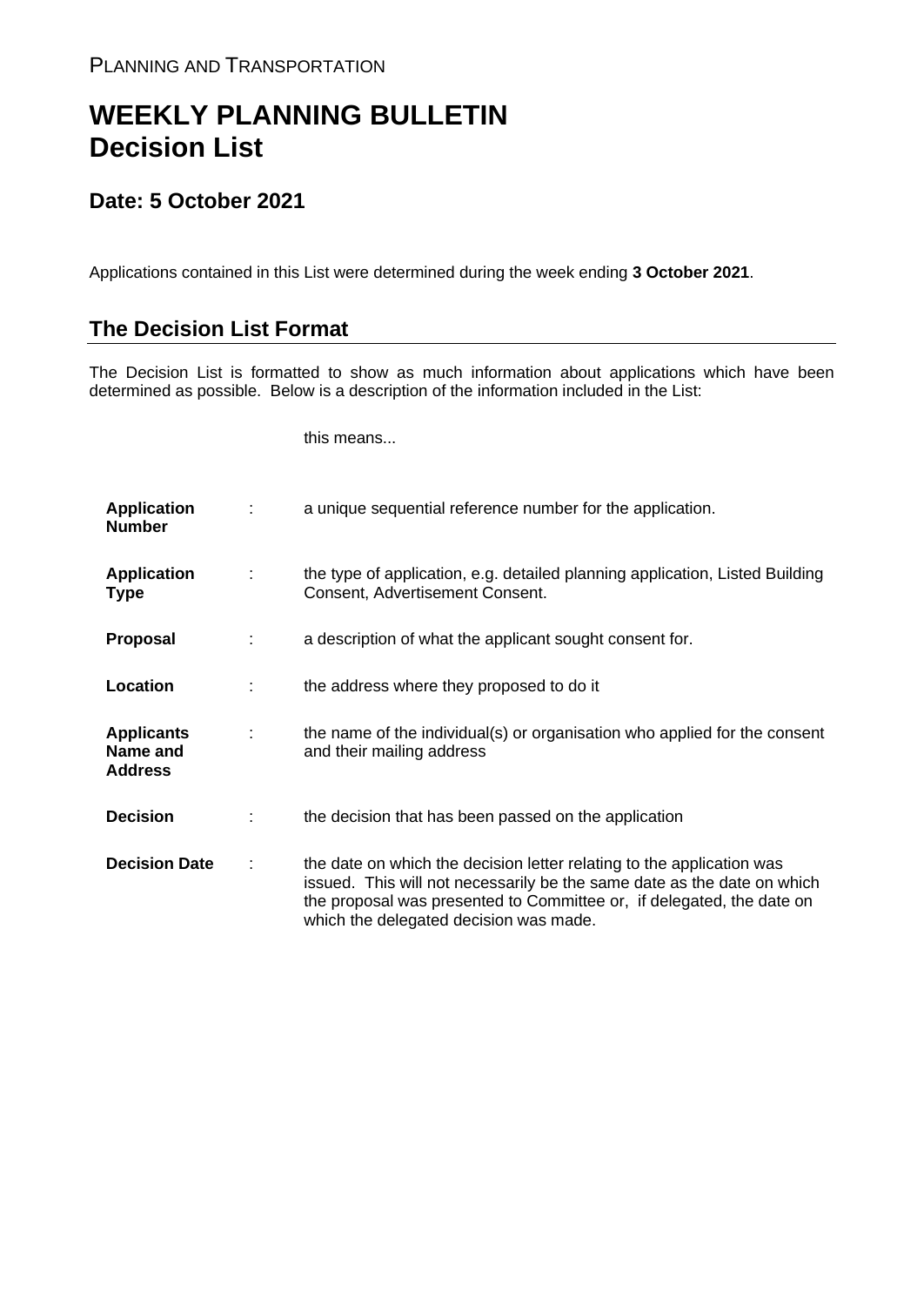PLANNING AND TRANSPORTATION

# WEEKLY PLANNING BULLETIN
# Decision List

## Date: 5 October 2021

Applications contained in this List were determined during the week ending **3 October 2021**.

## The Decision List Format

The Decision List is formatted to show as much information about applications which have been determined as possible. Below is a description of the information included in the List:

| | | this means... |
|---|---|---|
| **Application Number** | : | a unique sequential reference number for the application. |
| **Application Type** | : | the type of application, e.g. detailed planning application, Listed Building Consent, Advertisement Consent. |
| **Proposal** | : | a description of what the applicant sought consent for. |
| **Location** | : | the address where they proposed to do it |
| **Applicants Name and Address** | : | the name of the individual(s) or organisation who applied for the consent and their mailing address |
| **Decision** | : | the decision that has been passed on the application |
| **Decision Date** | : | the date on which the decision letter relating to the application was issued. This will not necessarily be the same date as the date on which the proposal was presented to Committee or, if delegated, the date on which the delegated decision was made. |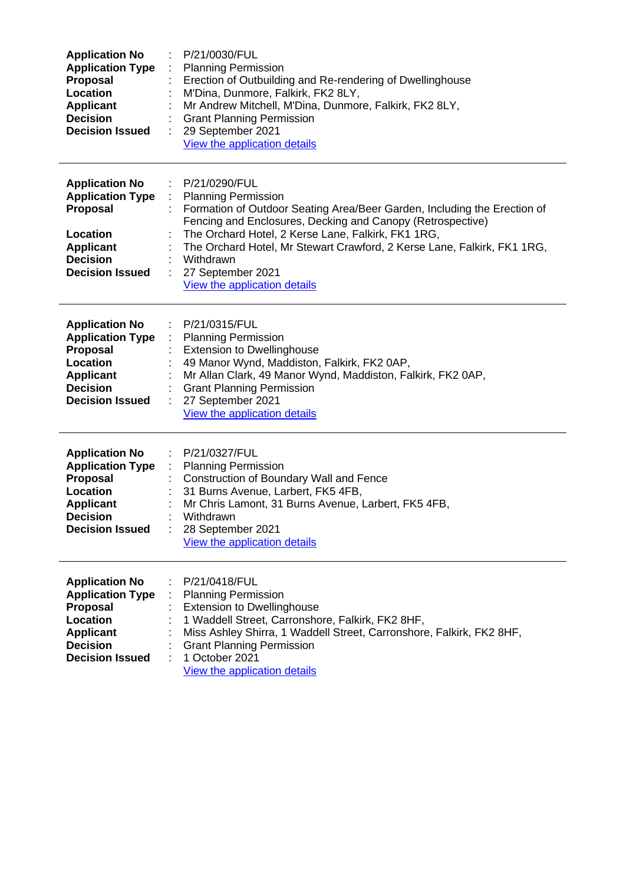**Application No** : P/21/0030/FUL
**Application Type** : Planning Permission
**Proposal** : Erection of Outbuilding and Re-rendering of Dwellinghouse
**Location** : M'Dina, Dunmore, Falkirk, FK2 8LY,
**Applicant** : Mr Andrew Mitchell, M'Dina, Dunmore, Falkirk, FK2 8LY,
**Decision** : Grant Planning Permission
**Decision Issued** : 29 September 2021
View the application details

---

**Application No** : P/21/0290/FUL
**Application Type** : Planning Permission
**Proposal** : Formation of Outdoor Seating Area/Beer Garden, Including the Erection of Fencing and Enclosures, Decking and Canopy (Retrospective)
**Location** : The Orchard Hotel, 2 Kerse Lane, Falkirk, FK1 1RG,
**Applicant** : The Orchard Hotel, Mr Stewart Crawford, 2 Kerse Lane, Falkirk, FK1 1RG,
**Decision** : Withdrawn
**Decision Issued** : 27 September 2021
View the application details

---

**Application No** : P/21/0315/FUL
**Application Type** : Planning Permission
**Proposal** : Extension to Dwellinghouse
**Location** : 49 Manor Wynd, Maddiston, Falkirk, FK2 0AP,
**Applicant** : Mr Allan Clark, 49 Manor Wynd, Maddiston, Falkirk, FK2 0AP,
**Decision** : Grant Planning Permission
**Decision Issued** : 27 September 2021
View the application details

---

**Application No** : P/21/0327/FUL
**Application Type** : Planning Permission
**Proposal** : Construction of Boundary Wall and Fence
**Location** : 31 Burns Avenue, Larbert, FK5 4FB,
**Applicant** : Mr Chris Lamont, 31 Burns Avenue, Larbert, FK5 4FB,
**Decision** : Withdrawn
**Decision Issued** : 28 September 2021
View the application details

---

**Application No** : P/21/0418/FUL
**Application Type** : Planning Permission
**Proposal** : Extension to Dwellinghouse
**Location** : 1 Waddell Street, Carronshore, Falkirk, FK2 8HF,
**Applicant** : Miss Ashley Shirra, 1 Waddell Street, Carronshore, Falkirk, FK2 8HF,
**Decision** : Grant Planning Permission
**Decision Issued** : 1 October 2021
View the application details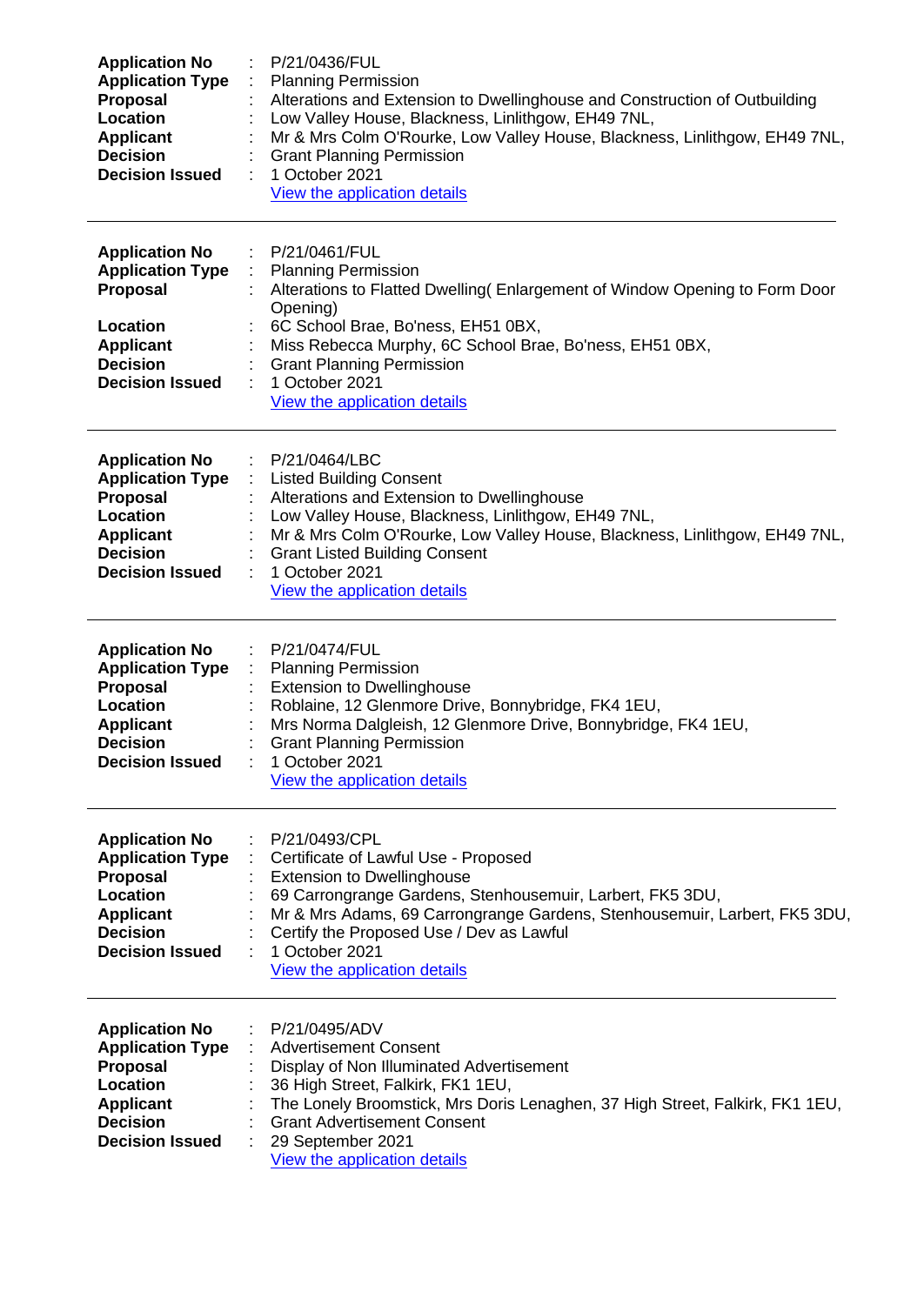| | | |
|---|---|---|
| **Application No** | : | P/21/0436/FUL |
| **Application Type** | : | Planning Permission |
| **Proposal** | : | Alterations and Extension to Dwellinghouse and Construction of Outbuilding |
| **Location** | : | Low Valley House, Blackness, Linlithgow, EH49 7NL, |
| **Applicant** | : | Mr & Mrs Colm O'Rourke, Low Valley House, Blackness, Linlithgow, EH49 7NL, |
| **Decision** | : | Grant Planning Permission |
| **Decision Issued** | : | 1 October 2021 |
| | | View the application details |

---

| | | |
|---|---|---|
| **Application No** | : | P/21/0461/FUL |
| **Application Type** | : | Planning Permission |
| **Proposal** | : | Alterations to Flatted Dwelling( Enlargement of Window Opening to Form Door Opening) |
| **Location** | : | 6C School Brae, Bo'ness, EH51 0BX, |
| **Applicant** | : | Miss Rebecca Murphy, 6C School Brae, Bo'ness, EH51 0BX, |
| **Decision** | : | Grant Planning Permission |
| **Decision Issued** | : | 1 October 2021 |
| | | View the application details |

---

| | | |
|---|---|---|
| **Application No** | : | P/21/0464/LBC |
| **Application Type** | : | Listed Building Consent |
| **Proposal** | : | Alterations and Extension to Dwellinghouse |
| **Location** | : | Low Valley House, Blackness, Linlithgow, EH49 7NL, |
| **Applicant** | : | Mr & Mrs Colm O'Rourke, Low Valley House, Blackness, Linlithgow, EH49 7NL, |
| **Decision** | : | Grant Listed Building Consent |
| **Decision Issued** | : | 1 October 2021 |
| | | View the application details |

---

| | | |
|---|---|---|
| **Application No** | : | P/21/0474/FUL |
| **Application Type** | : | Planning Permission |
| **Proposal** | : | Extension to Dwellinghouse |
| **Location** | : | Roblaine, 12 Glenmore Drive, Bonnybridge, FK4 1EU, |
| **Applicant** | : | Mrs Norma Dalgleish, 12 Glenmore Drive, Bonnybridge, FK4 1EU, |
| **Decision** | : | Grant Planning Permission |
| **Decision Issued** | : | 1 October 2021 |
| | | View the application details |

---

| | | |
|---|---|---|
| **Application No** | : | P/21/0493/CPL |
| **Application Type** | : | Certificate of Lawful Use - Proposed |
| **Proposal** | : | Extension to Dwellinghouse |
| **Location** | : | 69 Carrongrange Gardens, Stenhousemuir, Larbert, FK5 3DU, |
| **Applicant** | : | Mr & Mrs Adams, 69 Carrongrange Gardens, Stenhousemuir, Larbert, FK5 3DU, |
| **Decision** | : | Certify the Proposed Use / Dev as Lawful |
| **Decision Issued** | : | 1 October 2021 |
| | | View the application details |

---

| | | |
|---|---|---|
| **Application No** | : | P/21/0495/ADV |
| **Application Type** | : | Advertisement Consent |
| **Proposal** | : | Display of Non Illuminated Advertisement |
| **Location** | : | 36 High Street, Falkirk, FK1 1EU, |
| **Applicant** | : | The Lonely Broomstick, Mrs Doris Lenaghen, 37 High Street, Falkirk, FK1 1EU, |
| **Decision** | : | Grant Advertisement Consent |
| **Decision Issued** | : | 29 September 2021 |
| | | View the application details |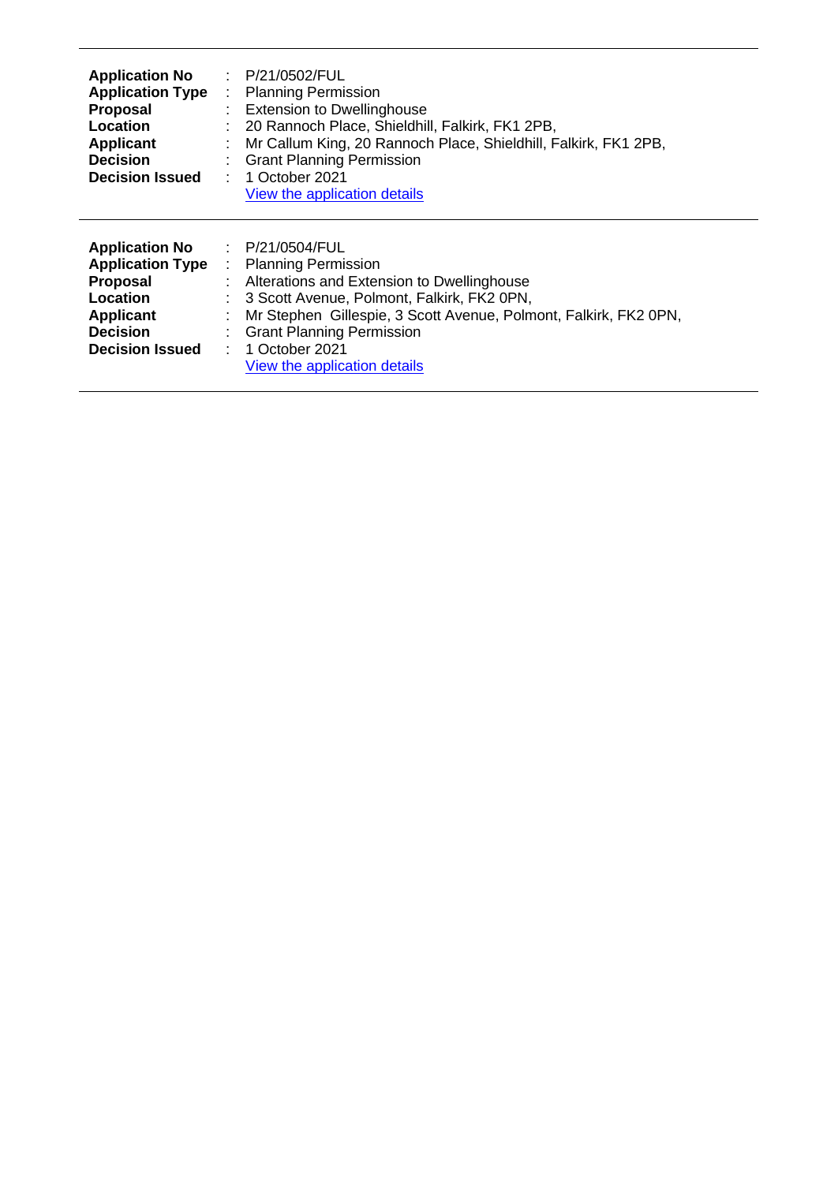| | | |
|---|---|---|
| **Application No** | : | P/21/0502/FUL |
| **Application Type** | : | Planning Permission |
| **Proposal** | : | Extension to Dwellinghouse |
| **Location** | : | 20 Rannoch Place, Shieldhill, Falkirk, FK1 2PB, |
| **Applicant** | : | Mr Callum King, 20 Rannoch Place, Shieldhill, Falkirk, FK1 2PB, |
| **Decision** | : | Grant Planning Permission |
| **Decision Issued** | : | 1 October 2021 |
| | | View the application details |

---

| | | |
|---|---|---|
| **Application No** | : | P/21/0504/FUL |
| **Application Type** | : | Planning Permission |
| **Proposal** | : | Alterations and Extension to Dwellinghouse |
| **Location** | : | 3 Scott Avenue, Polmont, Falkirk, FK2 0PN, |
| **Applicant** | : | Mr Stephen Gillespie, 3 Scott Avenue, Polmont, Falkirk, FK2 0PN, |
| **Decision** | : | Grant Planning Permission |
| **Decision Issued** | : | 1 October 2021 |
| | | View the application details |